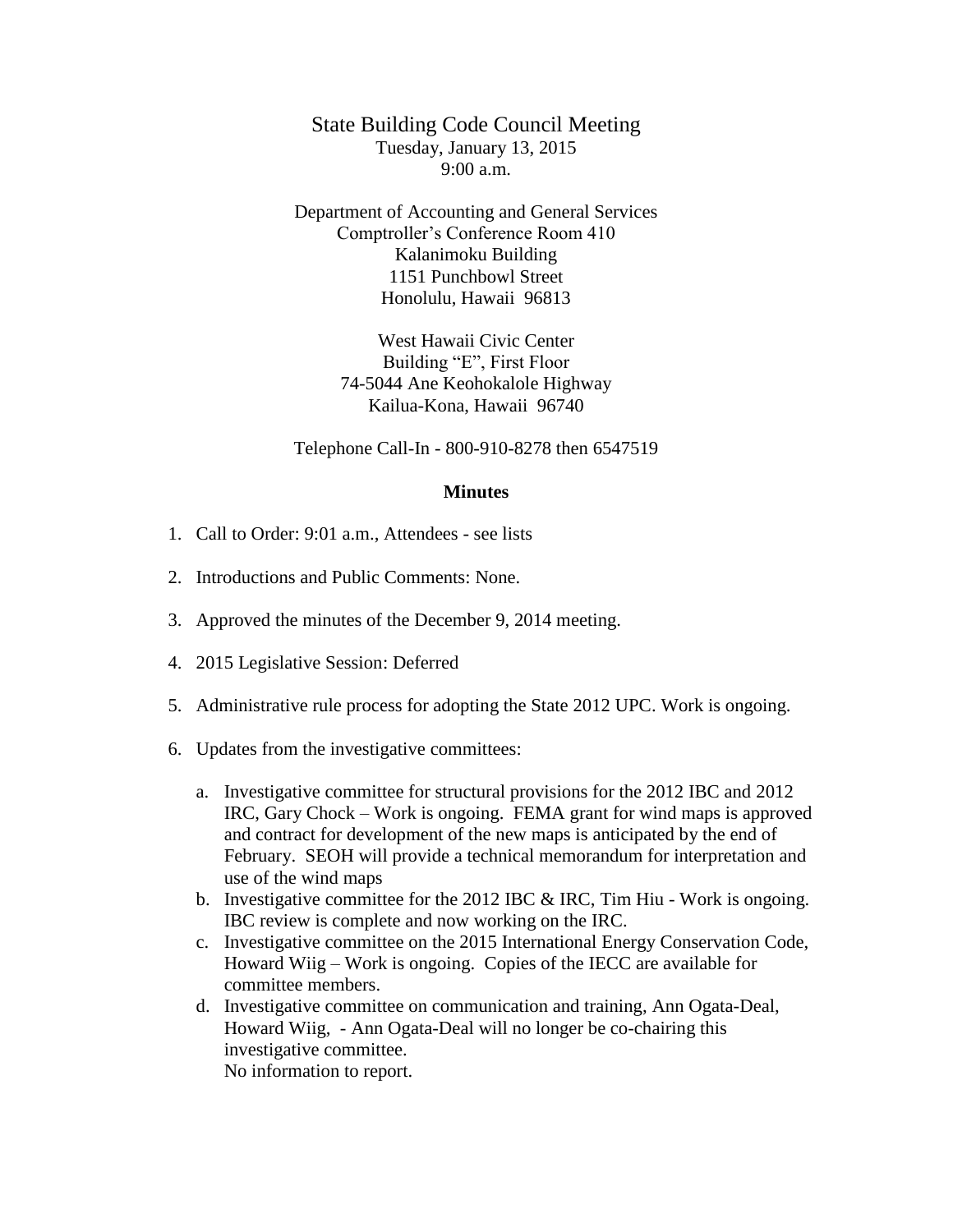State Building Code Council Meeting
Tuesday, January 13, 2015
9:00 a.m.

Department of Accounting and General Services
Comptroller's Conference Room 410
Kalanimoku Building
1151 Punchbowl Street
Honolulu, Hawaii 96813

West Hawaii Civic Center
Building "E", First Floor
74-5044 Ane Keohokalole Highway
Kailua-Kona, Hawaii 96740

Telephone Call-In - 800-910-8278 then 6547519

**Minutes**

1. Call to Order: 9:01 a.m., Attendees - see lists

2. Introductions and Public Comments: None.

3. Approved the minutes of the December 9, 2014 meeting.

4. 2015 Legislative Session: Deferred

5. Administrative rule process for adopting the State 2012 UPC. Work is ongoing.

6. Updates from the investigative committees:

   a. Investigative committee for structural provisions for the 2012 IBC and 2012 IRC, Gary Chock – Work is ongoing. FEMA grant for wind maps is approved and contract for development of the new maps is anticipated by the end of February. SEOH will provide a technical memorandum for interpretation and use of the wind maps
   b. Investigative committee for the 2012 IBC & IRC, Tim Hiu - Work is ongoing. IBC review is complete and now working on the IRC.
   c. Investigative committee on the 2015 International Energy Conservation Code, Howard Wiig – Work is ongoing. Copies of the IECC are available for committee members.
   d. Investigative committee on communication and training, Ann Ogata-Deal, Howard Wiig, - Ann Ogata-Deal will no longer be co-chairing this investigative committee.
      No information to report.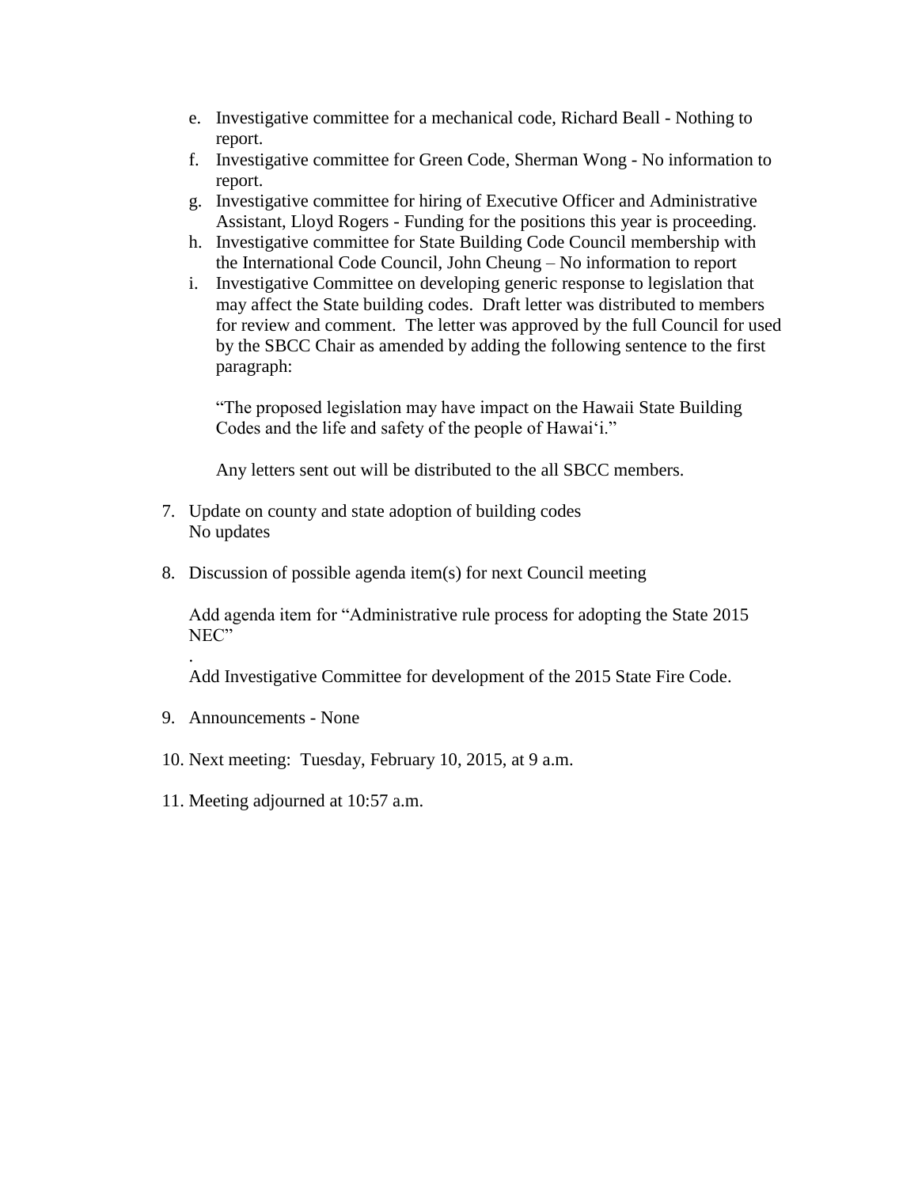e. Investigative committee for a mechanical code, Richard Beall - Nothing to report.
f. Investigative committee for Green Code, Sherman Wong - No information to report.
g. Investigative committee for hiring of Executive Officer and Administrative Assistant, Lloyd Rogers - Funding for the positions this year is proceeding.
h. Investigative committee for State Building Code Council membership with the International Code Council, John Cheung – No information to report
i. Investigative Committee on developing generic response to legislation that may affect the State building codes. Draft letter was distributed to members for review and comment. The letter was approved by the full Council for used by the SBCC Chair as amended by adding the following sentence to the first paragraph:

   "The proposed legislation may have impact on the Hawaii State Building Codes and the life and safety of the people of Hawai'i."

   Any letters sent out will be distributed to the all SBCC members.

7. Update on county and state adoption of building codes
   No updates

8. Discussion of possible agenda item(s) for next Council meeting

   Add agenda item for "Administrative rule process for adopting the State 2015 NEC"

   .
   Add Investigative Committee for development of the 2015 State Fire Code.

9. Announcements - None

10. Next meeting: Tuesday, February 10, 2015, at 9 a.m.

11. Meeting adjourned at 10:57 a.m.